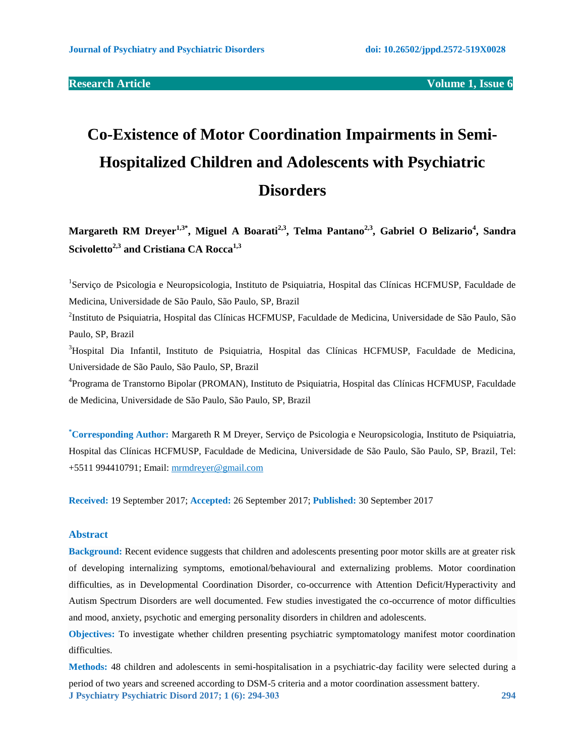Research Article

# Co-Existence of Motor Coordination Impairments in Semi-Hospitalized Children and Adolescents with Psychiatric Disorders

**Margareth RM Dreyer[1,3*], Miguel A Boarati[2,3], Telma Pantano[2,3], Gabriel O Belizario[4], Sandra Scivoletto[2,3] and Cristiana CA Rocca[1,3]**

[1]Serviço de Psicologia e Neuropsicologia, Instituto de Psiquiatria, Hospital das Clínicas HCFMUSP, Faculdade de Medicina, Universidade de São Paulo, São Paulo, SP, Brazil

[2]Instituto de Psiquiatria, Hospital das Clínicas HCFMUSP, Faculdade de Medicina, Universidade de São Paulo, São Paulo, SP, Brazil

[3]Hospital Dia Infantil, Instituto de Psiquiatria, Hospital das Clínicas HCFMUSP, Faculdade de Medicina, Universidade de São Paulo, São Paulo, SP, Brazil

[4]Programa de Transtorno Bipolar (PROMAN), Instituto de Psiquiatria, Hospital das Clínicas HCFMUSP, Faculdade de Medicina, Universidade de São Paulo, São Paulo, SP, Brazil

**\*Corresponding Author:** Margareth R M Dreyer, Serviço de Psicologia e Neuropsicologia, Instituto de Psiquiatria, Hospital das Clínicas HCFMUSP, Faculdade de Medicina, Universidade de São Paulo, São Paulo, SP, Brazil, Tel: +5511 994410791; Email: mrmdreyer@gmail.com

**Received:** 19 September 2017; **Accepted:** 26 September 2017; **Published:** 30 September 2017

## Abstract

**Background:** Recent evidence suggests that children and adolescents presenting poor motor skills are at greater risk of developing internalizing symptoms, emotional/behavioural and externalizing problems. Motor coordination difficulties, as in Developmental Coordination Disorder, co-occurrence with Attention Deficit/Hyperactivity and Autism Spectrum Disorders are well documented. Few studies investigated the co-occurrence of motor difficulties and mood, anxiety, psychotic and emerging personality disorders in children and adolescents.

**Objectives:** To investigate whether children presenting psychiatric symptomatology manifest motor coordination difficulties.

**Methods:** 48 children and adolescents in semi-hospitalisation in a psychiatric-day facility were selected during a period of two years and screened according to DSM-5 criteria and a motor coordination assessment battery.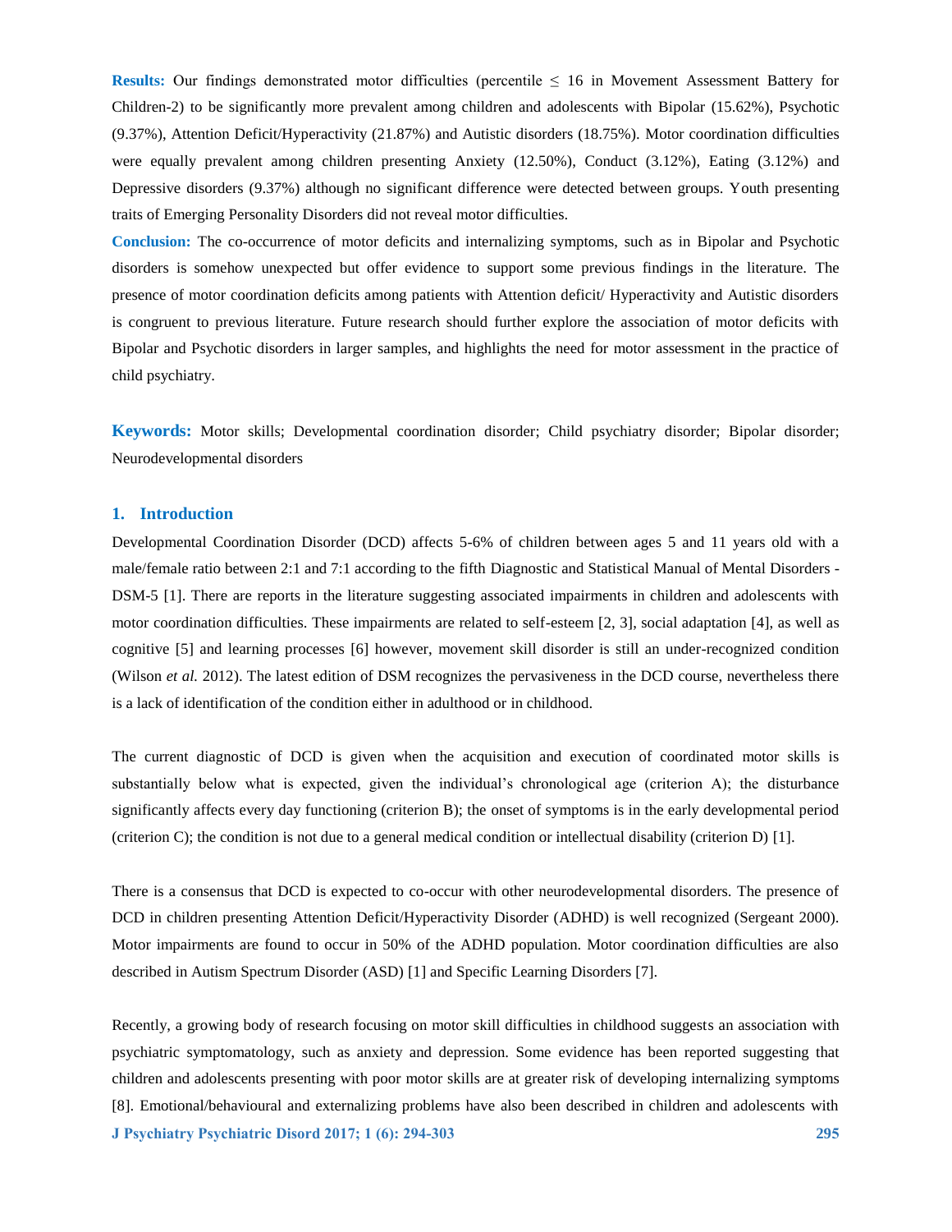**Results:** Our findings demonstrated motor difficulties (percentile ≤ 16 in Movement Assessment Battery for Children-2) to be significantly more prevalent among children and adolescents with Bipolar (15.62%), Psychotic (9.37%), Attention Deficit/Hyperactivity (21.87%) and Autistic disorders (18.75%). Motor coordination difficulties were equally prevalent among children presenting Anxiety (12.50%), Conduct (3.12%), Eating (3.12%) and Depressive disorders (9.37%) although no significant difference were detected between groups. Youth presenting traits of Emerging Personality Disorders did not reveal motor difficulties.

**Conclusion:** The co-occurrence of motor deficits and internalizing symptoms, such as in Bipolar and Psychotic disorders is somehow unexpected but offer evidence to support some previous findings in the literature. The presence of motor coordination deficits among patients with Attention deficit/ Hyperactivity and Autistic disorders is congruent to previous literature. Future research should further explore the association of motor deficits with Bipolar and Psychotic disorders in larger samples, and highlights the need for motor assessment in the practice of child psychiatry.

**Keywords:** Motor skills; Developmental coordination disorder; Child psychiatry disorder; Bipolar disorder; Neurodevelopmental disorders

## 1. Introduction

Developmental Coordination Disorder (DCD) affects 5-6% of children between ages 5 and 11 years old with a male/female ratio between 2:1 and 7:1 according to the fifth Diagnostic and Statistical Manual of Mental Disorders - DSM-5 [1]. There are reports in the literature suggesting associated impairments in children and adolescents with motor coordination difficulties. These impairments are related to self-esteem [2, 3], social adaptation [4], as well as cognitive [5] and learning processes [6] however, movement skill disorder is still an under-recognized condition (Wilson *et al.* 2012). The latest edition of DSM recognizes the pervasiveness in the DCD course, nevertheless there is a lack of identification of the condition either in adulthood or in childhood.

The current diagnostic of DCD is given when the acquisition and execution of coordinated motor skills is substantially below what is expected, given the individual's chronological age (criterion A); the disturbance significantly affects every day functioning (criterion B); the onset of symptoms is in the early developmental period (criterion C); the condition is not due to a general medical condition or intellectual disability (criterion D) [1].

There is a consensus that DCD is expected to co-occur with other neurodevelopmental disorders. The presence of DCD in children presenting Attention Deficit/Hyperactivity Disorder (ADHD) is well recognized (Sergeant 2000). Motor impairments are found to occur in 50% of the ADHD population. Motor coordination difficulties are also described in Autism Spectrum Disorder (ASD) [1] and Specific Learning Disorders [7].

Recently, a growing body of research focusing on motor skill difficulties in childhood suggests an association with psychiatric symptomatology, such as anxiety and depression. Some evidence has been reported suggesting that children and adolescents presenting with poor motor skills are at greater risk of developing internalizing symptoms [8]. Emotional/behavioural and externalizing problems have also been described in children and adolescents with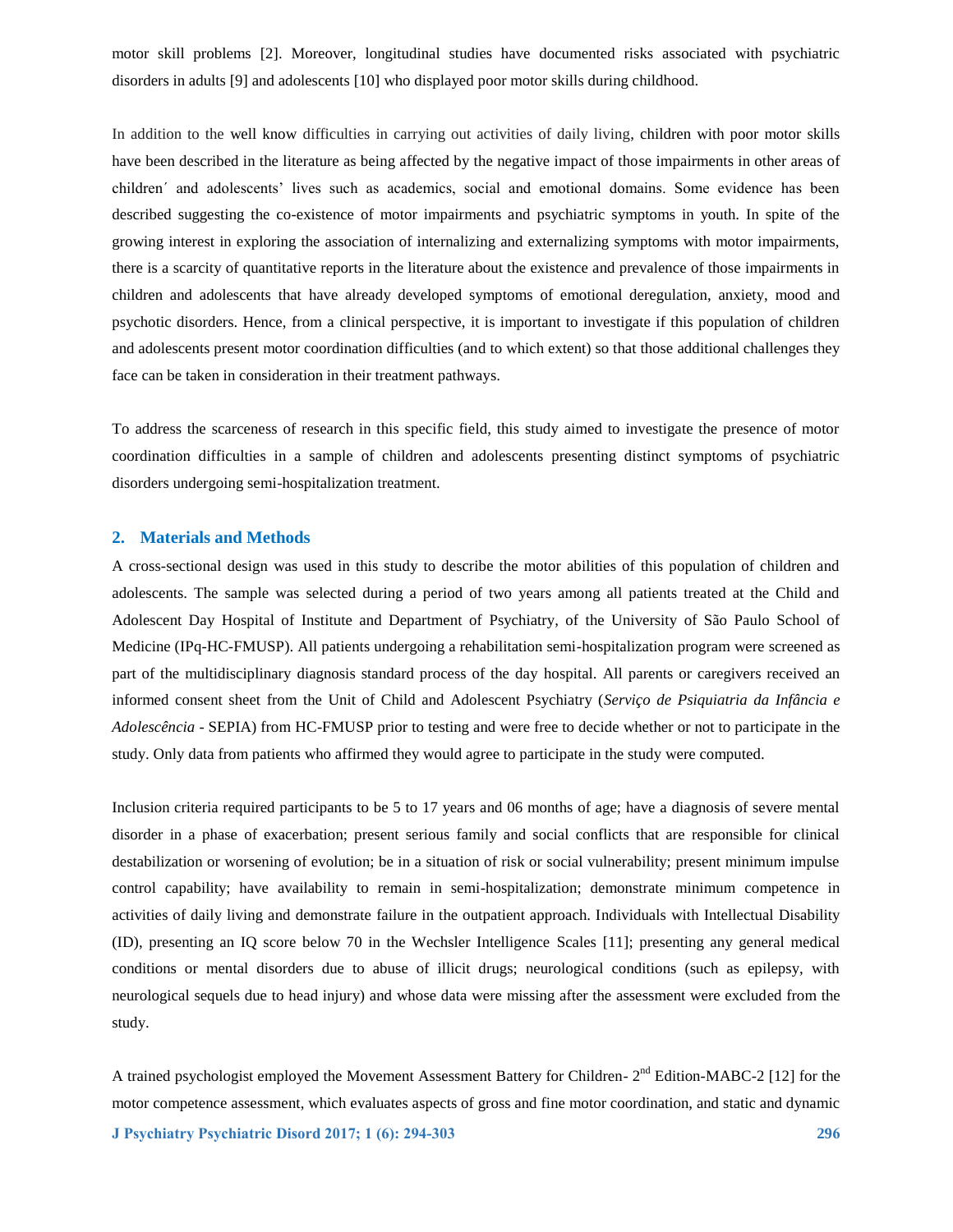motor skill problems [2]. Moreover, longitudinal studies have documented risks associated with psychiatric disorders in adults [9] and adolescents [10] who displayed poor motor skills during childhood.

In addition to the well know difficulties in carrying out activities of daily living, children with poor motor skills have been described in the literature as being affected by the negative impact of those impairments in other areas of children´ and adolescents' lives such as academics, social and emotional domains. Some evidence has been described suggesting the co-existence of motor impairments and psychiatric symptoms in youth. In spite of the growing interest in exploring the association of internalizing and externalizing symptoms with motor impairments, there is a scarcity of quantitative reports in the literature about the existence and prevalence of those impairments in children and adolescents that have already developed symptoms of emotional deregulation, anxiety, mood and psychotic disorders. Hence, from a clinical perspective, it is important to investigate if this population of children and adolescents present motor coordination difficulties (and to which extent) so that those additional challenges they face can be taken in consideration in their treatment pathways.

To address the scarceness of research in this specific field, this study aimed to investigate the presence of motor coordination difficulties in a sample of children and adolescents presenting distinct symptoms of psychiatric disorders undergoing semi-hospitalization treatment.

## 2. Materials and Methods

A cross-sectional design was used in this study to describe the motor abilities of this population of children and adolescents. The sample was selected during a period of two years among all patients treated at the Child and Adolescent Day Hospital of Institute and Department of Psychiatry, of the University of São Paulo School of Medicine (IPq-HC-FMUSP). All patients undergoing a rehabilitation semi-hospitalization program were screened as part of the multidisciplinary diagnosis standard process of the day hospital. All parents or caregivers received an informed consent sheet from the Unit of Child and Adolescent Psychiatry (*Serviço de Psiquiatria da Infância e Adolescência* - SEPIA) from HC-FMUSP prior to testing and were free to decide whether or not to participate in the study. Only data from patients who affirmed they would agree to participate in the study were computed.

Inclusion criteria required participants to be 5 to 17 years and 06 months of age; have a diagnosis of severe mental disorder in a phase of exacerbation; present serious family and social conflicts that are responsible for clinical destabilization or worsening of evolution; be in a situation of risk or social vulnerability; present minimum impulse control capability; have availability to remain in semi-hospitalization; demonstrate minimum competence in activities of daily living and demonstrate failure in the outpatient approach. Individuals with Intellectual Disability (ID), presenting an IQ score below 70 in the Wechsler Intelligence Scales [11]; presenting any general medical conditions or mental disorders due to abuse of illicit drugs; neurological conditions (such as epilepsy, with neurological sequels due to head injury) and whose data were missing after the assessment were excluded from the study.

A trained psychologist employed the Movement Assessment Battery for Children- 2nd Edition-MABC-2 [12] for the motor competence assessment, which evaluates aspects of gross and fine motor coordination, and static and dynamic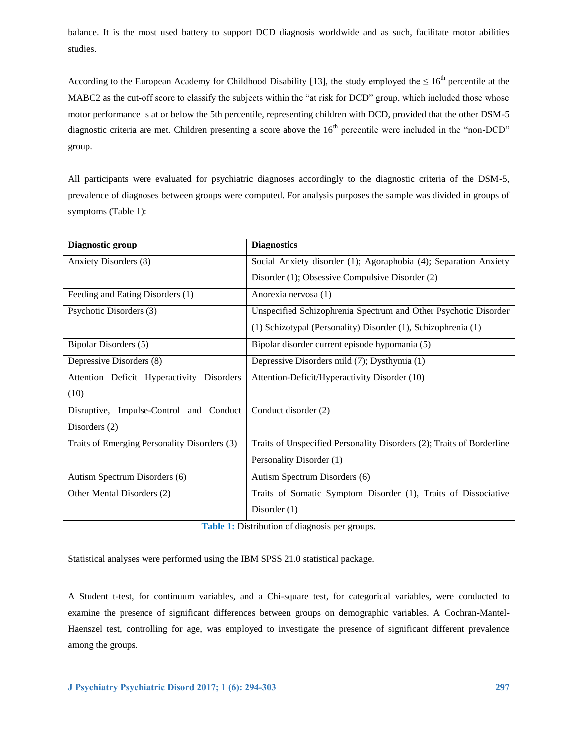balance. It is the most used battery to support DCD diagnosis worldwide and as such, facilitate motor abilities studies.

According to the European Academy for Childhood Disability [13], the study employed the ≤ 16th percentile at the MABC2 as the cut-off score to classify the subjects within the "at risk for DCD" group, which included those whose motor performance is at or below the 5th percentile, representing children with DCD, provided that the other DSM-5 diagnostic criteria are met. Children presenting a score above the 16th percentile were included in the "non-DCD" group.

All participants were evaluated for psychiatric diagnoses accordingly to the diagnostic criteria of the DSM-5, prevalence of diagnoses between groups were computed. For analysis purposes the sample was divided in groups of symptoms (Table 1):

| Diagnostic group | Diagnostics |
|---|---|
| Anxiety Disorders (8) | Social Anxiety disorder (1); Agoraphobia (4); Separation Anxiety Disorder (1); Obsessive Compulsive Disorder (2) |
| Feeding and Eating Disorders (1) | Anorexia nervosa (1) |
| Psychotic Disorders (3) | Unspecified Schizophrenia Spectrum and Other Psychotic Disorder (1) Schizotypal (Personality) Disorder (1), Schizophrenia (1) |
| Bipolar Disorders (5) | Bipolar disorder current episode hypomania (5) |
| Depressive Disorders (8) | Depressive Disorders mild (7); Dysthymia (1) |
| Attention Deficit Hyperactivity Disorders (10) | Attention-Deficit/Hyperactivity Disorder (10) |
| Disruptive, Impulse-Control and Conduct Disorders (2) | Conduct disorder (2) |
| Traits of Emerging Personality Disorders (3) | Traits of Unspecified Personality Disorders (2); Traits of Borderline Personality Disorder (1) |
| Autism Spectrum Disorders (6) | Autism Spectrum Disorders (6) |
| Other Mental Disorders (2) | Traits of Somatic Symptom Disorder (1), Traits of Dissociative Disorder (1) |

**Table 1:** Distribution of diagnosis per groups.

Statistical analyses were performed using the IBM SPSS 21.0 statistical package.

A Student t-test, for continuum variables, and a Chi-square test, for categorical variables, were conducted to examine the presence of significant differences between groups on demographic variables. A Cochran-Mantel-Haenszel test, controlling for age, was employed to investigate the presence of significant different prevalence among the groups.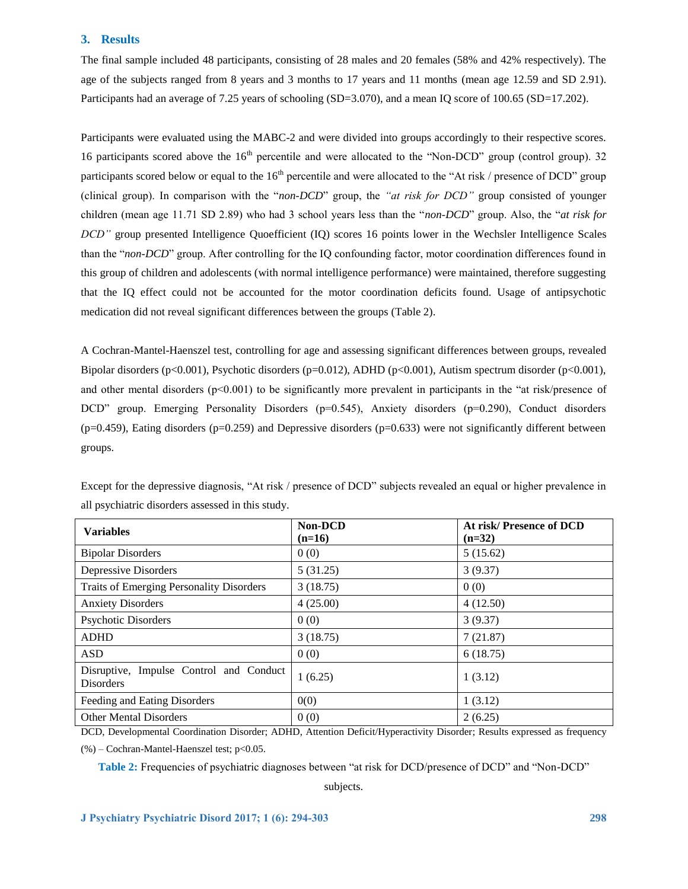## 3. Results

The final sample included 48 participants, consisting of 28 males and 20 females (58% and 42% respectively). The age of the subjects ranged from 8 years and 3 months to 17 years and 11 months (mean age 12.59 and SD 2.91). Participants had an average of 7.25 years of schooling (SD=3.070), and a mean IQ score of 100.65 (SD=17.202).

Participants were evaluated using the MABC-2 and were divided into groups accordingly to their respective scores. 16 participants scored above the 16$^{th}$ percentile and were allocated to the "Non-DCD" group (control group). 32 participants scored below or equal to the 16$^{th}$ percentile and were allocated to the "At risk / presence of DCD" group (clinical group). In comparison with the "*non-DCD*" group, the *"at risk for DCD"* group consisted of younger children (mean age 11.71 SD 2.89) who had 3 school years less than the "*non-DCD*" group. Also, the "*at risk for DCD"* group presented Intelligence Quoefficient (IQ) scores 16 points lower in the Wechsler Intelligence Scales than the "*non-DCD*" group. After controlling for the IQ confounding factor, motor coordination differences found in this group of children and adolescents (with normal intelligence performance) were maintained, therefore suggesting that the IQ effect could not be accounted for the motor coordination deficits found. Usage of antipsychotic medication did not reveal significant differences between the groups (Table 2).

A Cochran-Mantel-Haenszel test, controlling for age and assessing significant differences between groups, revealed Bipolar disorders ($p<0.001$), Psychotic disorders ($p=0.012$), ADHD ($p<0.001$), Autism spectrum disorder ($p<0.001$), and other mental disorders ($p<0.001$) to be significantly more prevalent in participants in the "at risk/presence of DCD" group. Emerging Personality Disorders ($p=0.545$), Anxiety disorders ($p=0.290$), Conduct disorders ($p=0.459$), Eating disorders ($p=0.259$) and Depressive disorders ($p=0.633$) were not significantly different between groups.

Except for the depressive diagnosis, "At risk / presence of DCD" subjects revealed an equal or higher prevalence in all psychiatric disorders assessed in this study.

| Variables | Non-DCD (n=16) | At risk/ Presence of DCD (n=32) |
|---|---|---|
| Bipolar Disorders | 0 (0) | 5 (15.62) |
| Depressive Disorders | 5 (31.25) | 3 (9.37) |
| Traits of Emerging Personality Disorders | 3 (18.75) | 0 (0) |
| Anxiety Disorders | 4 (25.00) | 4 (12.50) |
| Psychotic Disorders | 0 (0) | 3 (9.37) |
| ADHD | 3 (18.75) | 7 (21.87) |
| ASD | 0 (0) | 6 (18.75) |
| Disruptive, Impulse Control and Conduct Disorders | 1 (6.25) | 1 (3.12) |
| Feeding and Eating Disorders | 0(0) | 1 (3.12) |
| Other Mental Disorders | 0 (0) | 2 (6.25) |

DCD, Developmental Coordination Disorder; ADHD, Attention Deficit/Hyperactivity Disorder; Results expressed as frequency (%) – Cochran-Mantel-Haenszel test; $p<0.05$.

**Table 2:** Frequencies of psychiatric diagnoses between "at risk for DCD/presence of DCD" and "Non-DCD" subjects.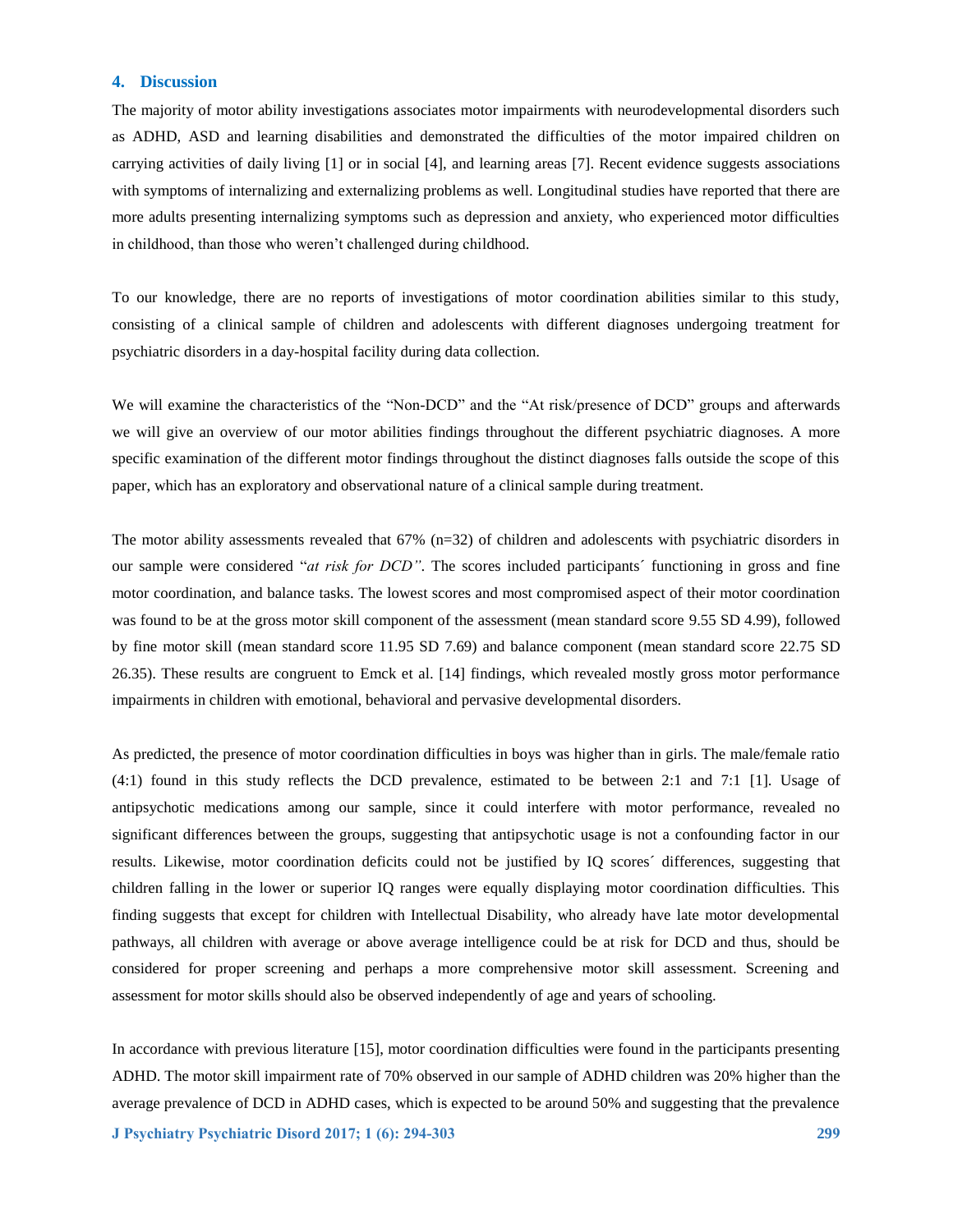## 4. Discussion

The majority of motor ability investigations associates motor impairments with neurodevelopmental disorders such as ADHD, ASD and learning disabilities and demonstrated the difficulties of the motor impaired children on carrying activities of daily living [1] or in social [4], and learning areas [7]. Recent evidence suggests associations with symptoms of internalizing and externalizing problems as well. Longitudinal studies have reported that there are more adults presenting internalizing symptoms such as depression and anxiety, who experienced motor difficulties in childhood, than those who weren't challenged during childhood.

To our knowledge, there are no reports of investigations of motor coordination abilities similar to this study, consisting of a clinical sample of children and adolescents with different diagnoses undergoing treatment for psychiatric disorders in a day-hospital facility during data collection.

We will examine the characteristics of the "Non-DCD" and the "At risk/presence of DCD" groups and afterwards we will give an overview of our motor abilities findings throughout the different psychiatric diagnoses. A more specific examination of the different motor findings throughout the distinct diagnoses falls outside the scope of this paper, which has an exploratory and observational nature of a clinical sample during treatment.

The motor ability assessments revealed that 67% (n=32) of children and adolescents with psychiatric disorders in our sample were considered "*at risk for DCD"*. The scores included participants´ functioning in gross and fine motor coordination, and balance tasks. The lowest scores and most compromised aspect of their motor coordination was found to be at the gross motor skill component of the assessment (mean standard score 9.55 SD 4.99), followed by fine motor skill (mean standard score 11.95 SD 7.69) and balance component (mean standard score 22.75 SD 26.35). These results are congruent to Emck et al. [14] findings, which revealed mostly gross motor performance impairments in children with emotional, behavioral and pervasive developmental disorders.

As predicted, the presence of motor coordination difficulties in boys was higher than in girls. The male/female ratio (4:1) found in this study reflects the DCD prevalence, estimated to be between 2:1 and 7:1 [1]. Usage of antipsychotic medications among our sample, since it could interfere with motor performance, revealed no significant differences between the groups, suggesting that antipsychotic usage is not a confounding factor in our results. Likewise, motor coordination deficits could not be justified by IQ scores´ differences, suggesting that children falling in the lower or superior IQ ranges were equally displaying motor coordination difficulties. This finding suggests that except for children with Intellectual Disability, who already have late motor developmental pathways, all children with average or above average intelligence could be at risk for DCD and thus, should be considered for proper screening and perhaps a more comprehensive motor skill assessment. Screening and assessment for motor skills should also be observed independently of age and years of schooling.

In accordance with previous literature [15], motor coordination difficulties were found in the participants presenting ADHD. The motor skill impairment rate of 70% observed in our sample of ADHD children was 20% higher than the average prevalence of DCD in ADHD cases, which is expected to be around 50% and suggesting that the prevalence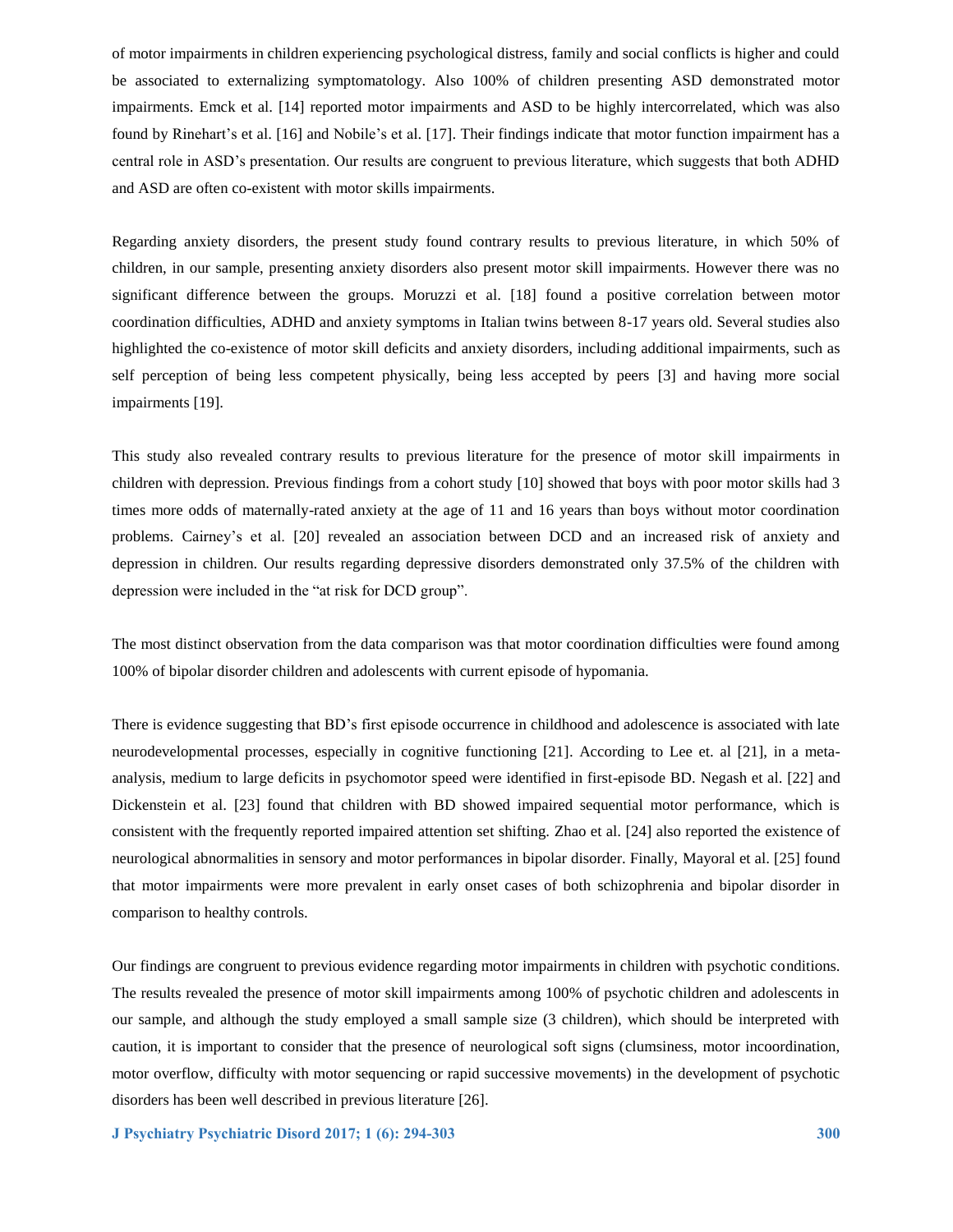of motor impairments in children experiencing psychological distress, family and social conflicts is higher and could be associated to externalizing symptomatology. Also 100% of children presenting ASD demonstrated motor impairments. Emck et al. [14] reported motor impairments and ASD to be highly intercorrelated, which was also found by Rinehart's et al. [16] and Nobile's et al. [17]. Their findings indicate that motor function impairment has a central role in ASD's presentation. Our results are congruent to previous literature, which suggests that both ADHD and ASD are often co-existent with motor skills impairments.

Regarding anxiety disorders, the present study found contrary results to previous literature, in which 50% of children, in our sample, presenting anxiety disorders also present motor skill impairments. However there was no significant difference between the groups. Moruzzi et al. [18] found a positive correlation between motor coordination difficulties, ADHD and anxiety symptoms in Italian twins between 8-17 years old. Several studies also highlighted the co-existence of motor skill deficits and anxiety disorders, including additional impairments, such as self perception of being less competent physically, being less accepted by peers [3] and having more social impairments [19].

This study also revealed contrary results to previous literature for the presence of motor skill impairments in children with depression. Previous findings from a cohort study [10] showed that boys with poor motor skills had 3 times more odds of maternally-rated anxiety at the age of 11 and 16 years than boys without motor coordination problems. Cairney's et al. [20] revealed an association between DCD and an increased risk of anxiety and depression in children. Our results regarding depressive disorders demonstrated only 37.5% of the children with depression were included in the "at risk for DCD group".

The most distinct observation from the data comparison was that motor coordination difficulties were found among 100% of bipolar disorder children and adolescents with current episode of hypomania.

There is evidence suggesting that BD's first episode occurrence in childhood and adolescence is associated with late neurodevelopmental processes, especially in cognitive functioning [21]. According to Lee et. al [21], in a meta-analysis, medium to large deficits in psychomotor speed were identified in first-episode BD. Negash et al. [22] and Dickenstein et al. [23] found that children with BD showed impaired sequential motor performance, which is consistent with the frequently reported impaired attention set shifting. Zhao et al. [24] also reported the existence of neurological abnormalities in sensory and motor performances in bipolar disorder. Finally, Mayoral et al. [25] found that motor impairments were more prevalent in early onset cases of both schizophrenia and bipolar disorder in comparison to healthy controls.

Our findings are congruent to previous evidence regarding motor impairments in children with psychotic conditions. The results revealed the presence of motor skill impairments among 100% of psychotic children and adolescents in our sample, and although the study employed a small sample size (3 children), which should be interpreted with caution, it is important to consider that the presence of neurological soft signs (clumsiness, motor incoordination, motor overflow, difficulty with motor sequencing or rapid successive movements) in the development of psychotic disorders has been well described in previous literature [26].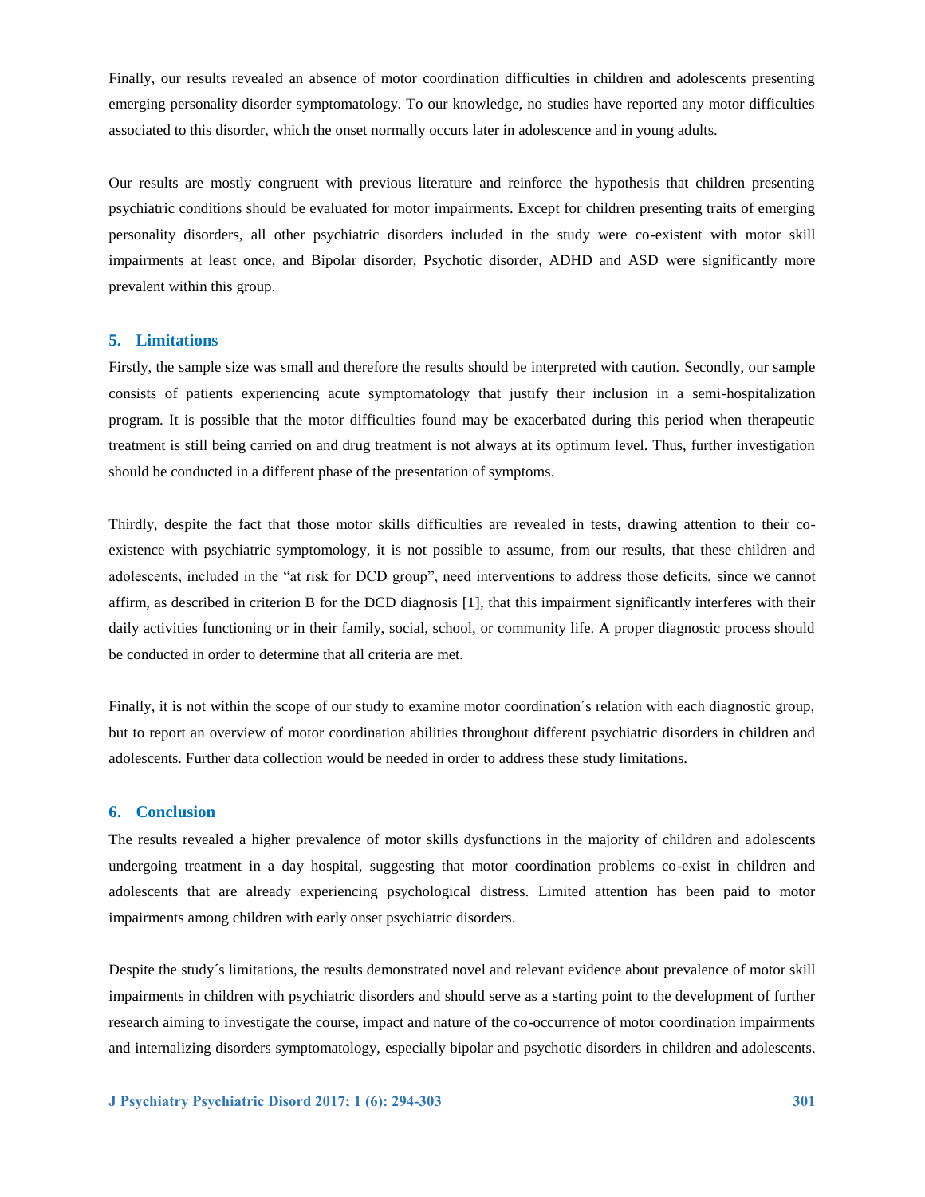Finally, our results revealed an absence of motor coordination difficulties in children and adolescents presenting emerging personality disorder symptomatology. To our knowledge, no studies have reported any motor difficulties associated to this disorder, which the onset normally occurs later in adolescence and in young adults.

Our results are mostly congruent with previous literature and reinforce the hypothesis that children presenting psychiatric conditions should be evaluated for motor impairments. Except for children presenting traits of emerging personality disorders, all other psychiatric disorders included in the study were co-existent with motor skill impairments at least once, and Bipolar disorder, Psychotic disorder, ADHD and ASD were significantly more prevalent within this group.

## 5. Limitations

Firstly, the sample size was small and therefore the results should be interpreted with caution. Secondly, our sample consists of patients experiencing acute symptomatology that justify their inclusion in a semi-hospitalization program. It is possible that the motor difficulties found may be exacerbated during this period when therapeutic treatment is still being carried on and drug treatment is not always at its optimum level. Thus, further investigation should be conducted in a different phase of the presentation of symptoms.

Thirdly, despite the fact that those motor skills difficulties are revealed in tests, drawing attention to their co-existence with psychiatric symptomology, it is not possible to assume, from our results, that these children and adolescents, included in the "at risk for DCD group", need interventions to address those deficits, since we cannot affirm, as described in criterion B for the DCD diagnosis [1], that this impairment significantly interferes with their daily activities functioning or in their family, social, school, or community life. A proper diagnostic process should be conducted in order to determine that all criteria are met.

Finally, it is not within the scope of our study to examine motor coordination´s relation with each diagnostic group, but to report an overview of motor coordination abilities throughout different psychiatric disorders in children and adolescents. Further data collection would be needed in order to address these study limitations.

## 6. Conclusion

The results revealed a higher prevalence of motor skills dysfunctions in the majority of children and adolescents undergoing treatment in a day hospital, suggesting that motor coordination problems co-exist in children and adolescents that are already experiencing psychological distress. Limited attention has been paid to motor impairments among children with early onset psychiatric disorders.

Despite the study´s limitations, the results demonstrated novel and relevant evidence about prevalence of motor skill impairments in children with psychiatric disorders and should serve as a starting point to the development of further research aiming to investigate the course, impact and nature of the co-occurrence of motor coordination impairments and internalizing disorders symptomatology, especially bipolar and psychotic disorders in children and adolescents.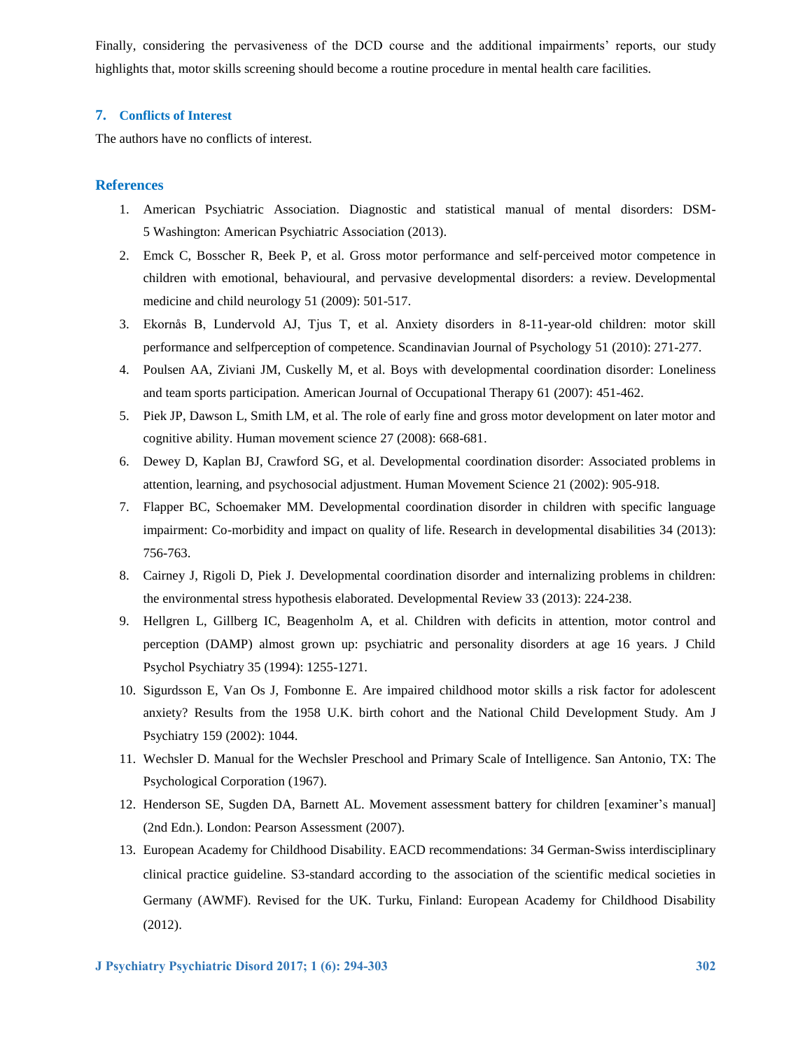Finally, considering the pervasiveness of the DCD course and the additional impairments' reports, our study highlights that, motor skills screening should become a routine procedure in mental health care facilities.

## 7. Conflicts of Interest

The authors have no conflicts of interest.

## References

1. American Psychiatric Association. Diagnostic and statistical manual of mental disorders: DSM-5 Washington: American Psychiatric Association (2013).
2. Emck C, Bosscher R, Beek P, et al. Gross motor performance and self-perceived motor competence in children with emotional, behavioural, and pervasive developmental disorders: a review. Developmental medicine and child neurology 51 (2009): 501-517.
3. Ekornås B, Lundervold AJ, Tjus T, et al. Anxiety disorders in 8-11-year-old children: motor skill performance and selfperception of competence. Scandinavian Journal of Psychology 51 (2010): 271-277.
4. Poulsen AA, Ziviani JM, Cuskelly M, et al. Boys with developmental coordination disorder: Loneliness and team sports participation. American Journal of Occupational Therapy 61 (2007): 451-462.
5. Piek JP, Dawson L, Smith LM, et al. The role of early fine and gross motor development on later motor and cognitive ability. Human movement science 27 (2008): 668-681.
6. Dewey D, Kaplan BJ, Crawford SG, et al. Developmental coordination disorder: Associated problems in attention, learning, and psychosocial adjustment. Human Movement Science 21 (2002): 905-918.
7. Flapper BC, Schoemaker MM. Developmental coordination disorder in children with specific language impairment: Co-morbidity and impact on quality of life. Research in developmental disabilities 34 (2013): 756-763.
8. Cairney J, Rigoli D, Piek J. Developmental coordination disorder and internalizing problems in children: the environmental stress hypothesis elaborated. Developmental Review 33 (2013): 224-238.
9. Hellgren L, Gillberg IC, Beagenholm A, et al. Children with deficits in attention, motor control and perception (DAMP) almost grown up: psychiatric and personality disorders at age 16 years. J Child Psychol Psychiatry 35 (1994): 1255-1271.
10. Sigurdsson E, Van Os J, Fombonne E. Are impaired childhood motor skills a risk factor for adolescent anxiety? Results from the 1958 U.K. birth cohort and the National Child Development Study. Am J Psychiatry 159 (2002): 1044.
11. Wechsler D. Manual for the Wechsler Preschool and Primary Scale of Intelligence. San Antonio, TX: The Psychological Corporation (1967).
12. Henderson SE, Sugden DA, Barnett AL. Movement assessment battery for children [examiner's manual] (2nd Edn.). London: Pearson Assessment (2007).
13. European Academy for Childhood Disability. EACD recommendations: 34 German-Swiss interdisciplinary clinical practice guideline. S3-standard according to the association of the scientific medical societies in Germany (AWMF). Revised for the UK. Turku, Finland: European Academy for Childhood Disability (2012).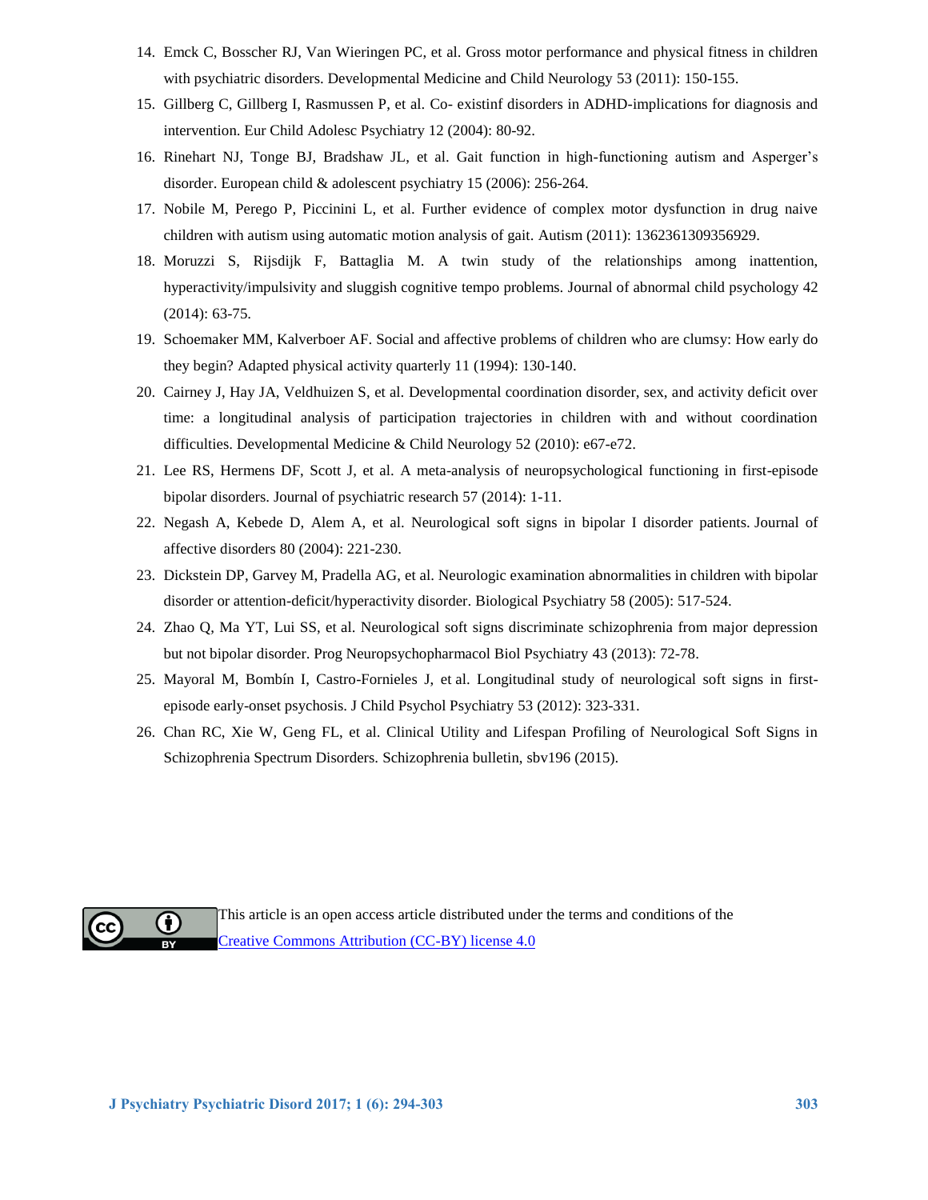14. Emck C, Bosscher RJ, Van Wieringen PC, et al. Gross motor performance and physical fitness in children with psychiatric disorders. Developmental Medicine and Child Neurology 53 (2011): 150-155.
15. Gillberg C, Gillberg I, Rasmussen P, et al. Co- existinf disorders in ADHD-implications for diagnosis and intervention. Eur Child Adolesc Psychiatry 12 (2004): 80-92.
16. Rinehart NJ, Tonge BJ, Bradshaw JL, et al. Gait function in high-functioning autism and Asperger's disorder. European child & adolescent psychiatry 15 (2006): 256-264.
17. Nobile M, Perego P, Piccinini L, et al. Further evidence of complex motor dysfunction in drug naive children with autism using automatic motion analysis of gait. Autism (2011): 1362361309356929.
18. Moruzzi S, Rijsdijk F, Battaglia M. A twin study of the relationships among inattention, hyperactivity/impulsivity and sluggish cognitive tempo problems. Journal of abnormal child psychology 42 (2014): 63-75.
19. Schoemaker MM, Kalverboer AF. Social and affective problems of children who are clumsy: How early do they begin? Adapted physical activity quarterly 11 (1994): 130-140.
20. Cairney J, Hay JA, Veldhuizen S, et al. Developmental coordination disorder, sex, and activity deficit over time: a longitudinal analysis of participation trajectories in children with and without coordination difficulties. Developmental Medicine & Child Neurology 52 (2010): e67-e72.
21. Lee RS, Hermens DF, Scott J, et al. A meta-analysis of neuropsychological functioning in first-episode bipolar disorders. Journal of psychiatric research 57 (2014): 1-11.
22. Negash A, Kebede D, Alem A, et al. Neurological soft signs in bipolar I disorder patients. Journal of affective disorders 80 (2004): 221-230.
23. Dickstein DP, Garvey M, Pradella AG, et al. Neurologic examination abnormalities in children with bipolar disorder or attention-deficit/hyperactivity disorder. Biological Psychiatry 58 (2005): 517-524.
24. Zhao Q, Ma YT, Lui SS, et al. Neurological soft signs discriminate schizophrenia from major depression but not bipolar disorder. Prog Neuropsychopharmacol Biol Psychiatry 43 (2013): 72-78.
25. Mayoral M, Bombín I, Castro-Fornieles J, et al. Longitudinal study of neurological soft signs in first-episode early-onset psychosis. J Child Psychol Psychiatry 53 (2012): 323-331.
26. Chan RC, Xie W, Geng FL, et al. Clinical Utility and Lifespan Profiling of Neurological Soft Signs in Schizophrenia Spectrum Disorders. Schizophrenia bulletin, sbv196 (2015).

This article is an open access article distributed under the terms and conditions of the [Creative Commons Attribution (CC-BY) license 4.0](https://creativecommons.org/licenses/by/4.0/)